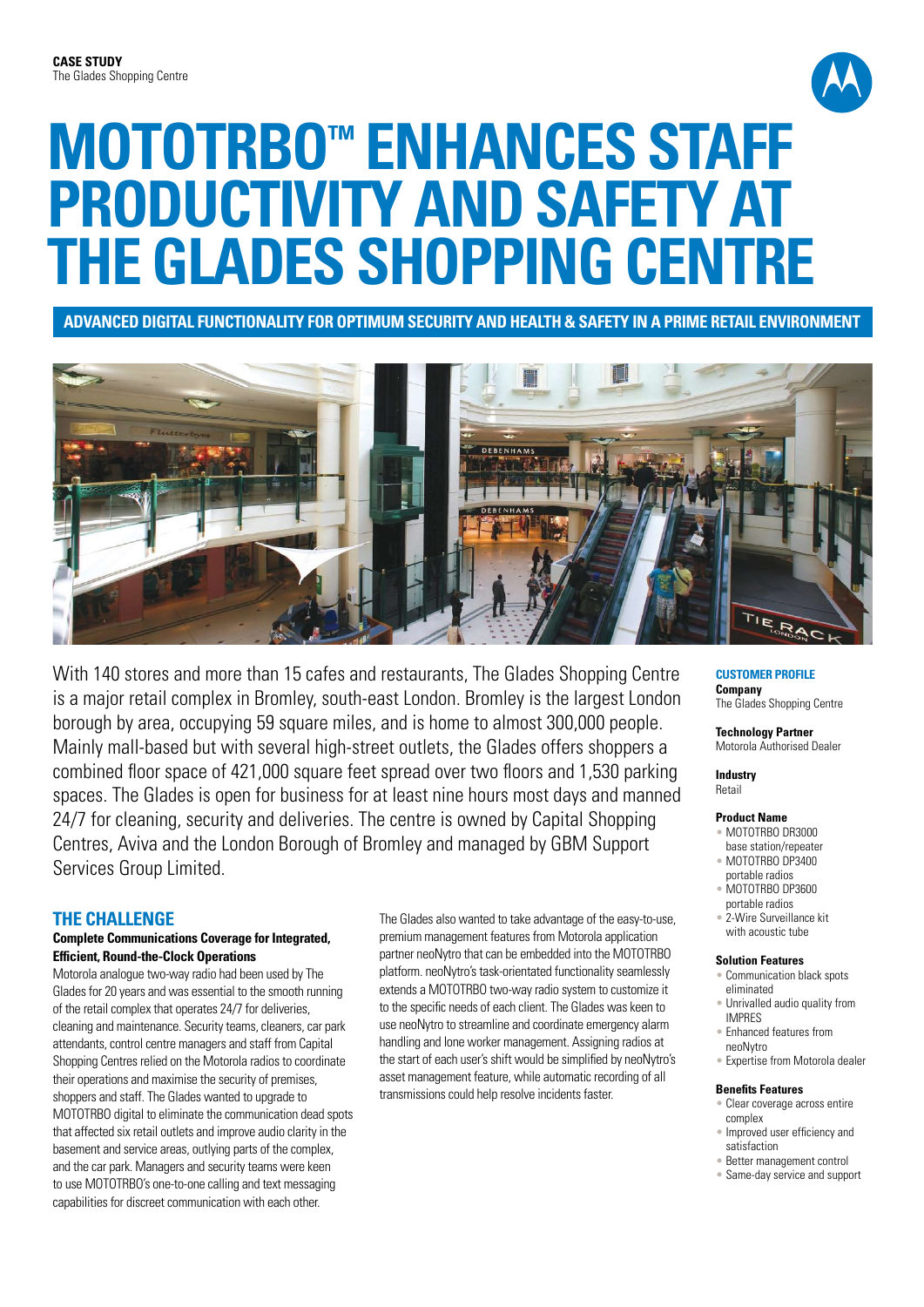**CASE STUDY**
The Glades Shopping Centre

# MOTOTRBO™ ENHANCES STAFF PRODUCTIVITY AND SAFETY AT THE GLADES SHOPPING CENTRE

**ADVANCED DIGITAL FUNCTIONALITY FOR OPTIMUM SECURITY AND HEALTH & SAFETY IN A PRIME RETAIL ENVIRONMENT**

With 140 stores and more than 15 cafes and restaurants, The Glades Shopping Centre is a major retail complex in Bromley, south-east London. Bromley is the largest London borough by area, occupying 59 square miles, and is home to almost 300,000 people. Mainly mall-based but with several high-street outlets, the Glades offers shoppers a combined floor space of 421,000 square feet spread over two floors and 1,530 parking spaces. The Glades is open for business for at least nine hours most days and manned 24/7 for cleaning, security and deliveries. The centre is owned by Capital Shopping Centres, Aviva and the London Borough of Bromley and managed by GBM Support Services Group Limited.

## THE CHALLENGE

**Complete Communications Coverage for Integrated, Efficient, Round-the-Clock Operations**

Motorola analogue two-way radio had been used by The Glades for 20 years and was essential to the smooth running of the retail complex that operates 24/7 for deliveries, cleaning and maintenance. Security teams, cleaners, car park attendants, control centre managers and staff from Capital Shopping Centres relied on the Motorola radios to coordinate their operations and maximise the security of premises, shoppers and staff. The Glades wanted to upgrade to MOTOTRBO digital to eliminate the communication dead spots that affected six retail outlets and improve audio clarity in the basement and service areas, outlying parts of the complex, and the car park. Managers and security teams were keen to use MOTOTRBO's one-to-one calling and text messaging capabilities for discreet communication with each other.

The Glades also wanted to take advantage of the easy-to-use, premium management features from Motorola application partner neoNytro that can be embedded into the MOTOTRBO platform. neoNytro's task-orientated functionality seamlessly extends a MOTOTRBO two-way radio system to customize it to the specific needs of each client. The Glades was keen to use neoNytro to streamline and coordinate emergency alarm handling and lone worker management. Assigning radios at the start of each user's shift would be simplified by neoNytro's asset management feature, while automatic recording of all transmissions could help resolve incidents faster.

### CUSTOMER PROFILE

**Company**
The Glades Shopping Centre

**Technology Partner**
Motorola Authorised Dealer

**Industry**
Retail

**Product Name**
- MOTOTRBO DR3000 base station/repeater
- MOTOTRBO DP3400 portable radios
- MOTOTRBO DP3600 portable radios
- 2-Wire Surveillance kit with acoustic tube

**Solution Features**
- Communication black spots eliminated
- Unrivalled audio quality from IMPRES
- Enhanced features from neoNytro
- Expertise from Motorola dealer

**Benefits Features**
- Clear coverage across entire complex
- Improved user efficiency and satisfaction
- Better management control
- Same-day service and support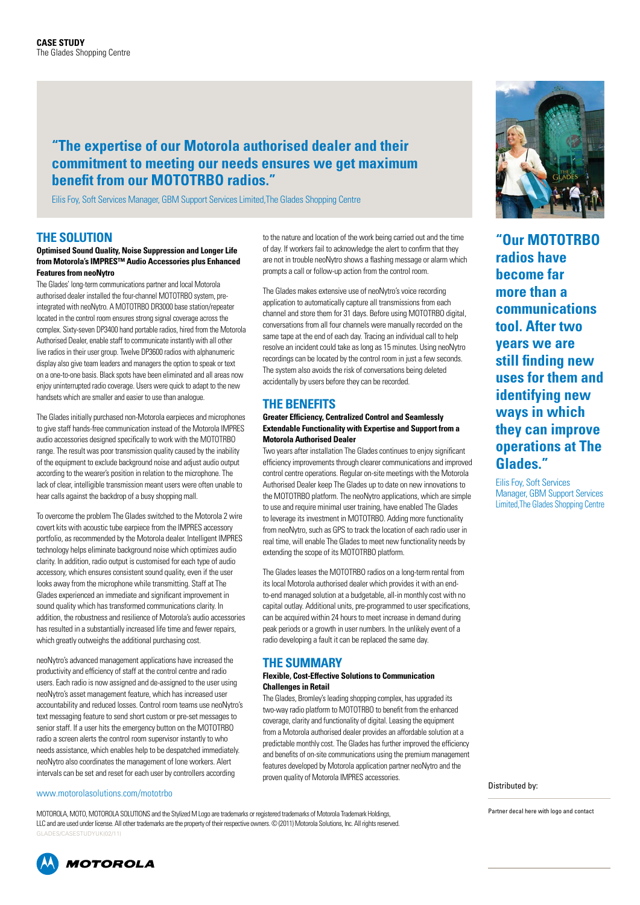**CASE STUDY**
The Glades Shopping Centre

## "The expertise of our Motorola authorised dealer and their commitment to meeting our needs ensures we get maximum benefit from our MOTOTRBO radios."

Eilis Foy, Soft Services Manager, GBM Support Services Limited,The Glades Shopping Centre

## THE SOLUTION

**Optimised Sound Quality, Noise Suppression and Longer Life from Motorola's IMPRES™ Audio Accessories plus Enhanced Features from neoNytro**

The Glades' long-term communications partner and local Motorola authorised dealer installed the four-channel MOTOTRBO system, pre-integrated with neoNytro. A MOTOTRBO DR3000 base station/repeater located in the control room ensures strong signal coverage across the complex. Sixty-seven DP3400 hand portable radios, hired from the Motorola Authorised Dealer, enable staff to communicate instantly with all other live radios in their user group. Twelve DP3600 radios with alphanumeric display also give team leaders and managers the option to speak or text on a one-to-one basis. Black spots have been eliminated and all areas now enjoy uninterrupted radio coverage. Users were quick to adapt to the new handsets which are smaller and easier to use than analogue.

The Glades initially purchased non-Motorola earpieces and microphones to give staff hands-free communication instead of the Motorola IMPRES audio accessories designed specifically to work with the MOTOTRBO range. The result was poor transmission quality caused by the inability of the equipment to exclude background noise and adjust audio output according to the wearer's position in relation to the microphone. The lack of clear, intelligible transmission meant users were often unable to hear calls against the backdrop of a busy shopping mall.

To overcome the problem The Glades switched to the Motorola 2 wire covert kits with acoustic tube earpiece from the IMPRES accessory portfolio, as recommended by the Motorola dealer. Intelligent IMPRES technology helps eliminate background noise which optimizes audio clarity. In addition, radio output is customised for each type of audio accessory, which ensures consistent sound quality, even if the user looks away from the microphone while transmitting. Staff at The Glades experienced an immediate and significant improvement in sound quality which has transformed communications clarity. In addition, the robustness and resilience of Motorola's audio accessories has resulted in a substantially increased life time and fewer repairs, which greatly outweighs the additional purchasing cost.

neoNytro's advanced management applications have increased the productivity and efficiency of staff at the control centre and radio users. Each radio is now assigned and de-assigned to the user using neoNytro's asset management feature, which has increased user accountability and reduced losses. Control room teams use neoNytro's text messaging feature to send short custom or pre-set messages to senior staff. If a user hits the emergency button on the MOTOTRBO radio a screen alerts the control room supervisor instantly to who needs assistance, which enables help to be despatched immediately. neoNytro also coordinates the management of lone workers. Alert intervals can be set and reset for each user by controllers according to the nature and location of the work being carried out and the time of day. If workers fail to acknowledge the alert to confirm that they are not in trouble neoNytro shows a flashing message or alarm which prompts a call or follow-up action from the control room.

The Glades makes extensive use of neoNytro's voice recording application to automatically capture all transmissions from each channel and store them for 31 days. Before using MOTOTRBO digital, conversations from all four channels were manually recorded on the same tape at the end of each day. Tracing an individual call to help resolve an incident could take as long as 15 minutes. Using neoNytro recordings can be located by the control room in just a few seconds. The system also avoids the risk of conversations being deleted accidentally by users before they can be recorded.

## THE BENEFITS

**Greater Efficiency, Centralized Control and Seamlessly Extendable Functionality with Expertise and Support from a Motorola Authorised Dealer**

Two years after installation The Glades continues to enjoy significant efficiency improvements through clearer communications and improved control centre operations. Regular on-site meetings with the Motorola Authorised Dealer keep The Glades up to date on new innovations to the MOTOTRBO platform. The neoNytro applications, which are simple to use and require minimal user training, have enabled The Glades to leverage its investment in MOTOTRBO. Adding more functionality from neoNytro, such as GPS to track the location of each radio user in real time, will enable The Glades to meet new functionality needs by extending the scope of its MOTOTRBO platform.

The Glades leases the MOTOTRBO radios on a long-term rental from its local Motorola authorised dealer which provides it with an end-to-end managed solution at a budgetable, all-in monthly cost with no capital outlay. Additional units, pre-programmed to user specifications, can be acquired within 24 hours to meet increase in demand during peak periods or a growth in user numbers. In the unlikely event of a radio developing a fault it can be replaced the same day.

## THE SUMMARY

**Flexible, Cost-Effective Solutions to Communication Challenges in Retail**

The Glades, Bromley's leading shopping complex, has upgraded its two-way radio platform to MOTOTRBO to benefit from the enhanced coverage, clarity and functionality of digital. Leasing the equipment from a Motorola authorised dealer provides an affordable solution at a predictable monthly cost. The Glades has further improved the efficiency and benefits of on-site communications using the premium management features developed by Motorola application partner neoNytro and the proven quality of Motorola IMPRES accessories.

## "Our MOTOTRBO radios have become far more than a communications tool. After two years we are still finding new uses for them and identifying new ways in which they can improve operations at The Glades."

Eilis Foy, Soft Services Manager, GBM Support Services Limited,The Glades Shopping Centre

www.motorolasolutions.com/mototrbo

Distributed by:

Partner decal here with logo and contact

MOTOROLA, MOTO, MOTOROLA SOLUTIONS and the Stylized M Logo are trademarks or registered trademarks of Motorola Trademark Holdings, LLC and are used under license. All other trademarks are the property of their respective owners. © (2011) Motorola Solutions, Inc. All rights reserved.
GLADES/CASESTUDYUK(02/11)

MOTOROLA